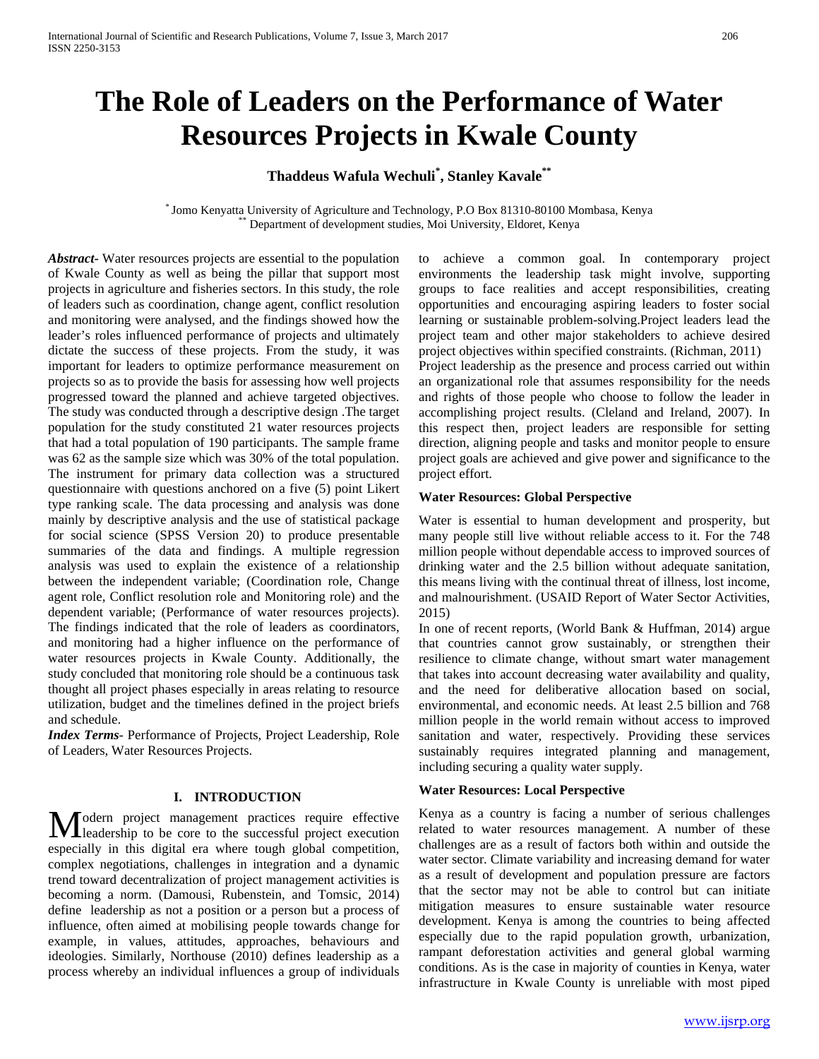# The Role of Leaders on the Performance of Water Resources Projects in Kwale County

**Thaddeus Wafula Wechuli[*], Stanley Kavale[**]**

[*] Jomo Kenyatta University of Agriculture and Technology, P.O Box 81310-80100 Mombasa, Kenya
[**] Department of development studies, Moi University, Eldoret, Kenya

***Abstract-*** Water resources projects are essential to the population of Kwale County as well as being the pillar that support most projects in agriculture and fisheries sectors. In this study, the role of leaders such as coordination, change agent, conflict resolution and monitoring were analysed, and the findings showed how the leader's roles influenced performance of projects and ultimately dictate the success of these projects. From the study, it was important for leaders to optimize performance measurement on projects so as to provide the basis for assessing how well projects progressed toward the planned and achieve targeted objectives. The study was conducted through a descriptive design .The target population for the study constituted 21 water resources projects that had a total population of 190 participants. The sample frame was 62 as the sample size which was 30% of the total population. The instrument for primary data collection was a structured questionnaire with questions anchored on a five (5) point Likert type ranking scale. The data processing and analysis was done mainly by descriptive analysis and the use of statistical package for social science (SPSS Version 20) to produce presentable summaries of the data and findings. A multiple regression analysis was used to explain the existence of a relationship between the independent variable; (Coordination role, Change agent role, Conflict resolution role and Monitoring role) and the dependent variable; (Performance of water resources projects). The findings indicated that the role of leaders as coordinators, and monitoring had a higher influence on the performance of water resources projects in Kwale County. Additionally, the study concluded that monitoring role should be a continuous task thought all project phases especially in areas relating to resource utilization, budget and the timelines defined in the project briefs and schedule.

***Index Terms-*** Performance of Projects, Project Leadership, Role of Leaders, Water Resources Projects.

## I. INTRODUCTION

Modern project management practices require effective leadership to be core to the successful project execution especially in this digital era where tough global competition, complex negotiations, challenges in integration and a dynamic trend toward decentralization of project management activities is becoming a norm. (Damousi, Rubenstein, and Tomsic, 2014) define leadership as not a position or a person but a process of influence, often aimed at mobilising people towards change for example, in values, attitudes, approaches, behaviours and ideologies. Similarly, Northouse (2010) defines leadership as a process whereby an individual influences a group of individuals to achieve a common goal. In contemporary project environments the leadership task might involve, supporting groups to face realities and accept responsibilities, creating opportunities and encouraging aspiring leaders to foster social learning or sustainable problem-solving.Project leaders lead the project team and other major stakeholders to achieve desired project objectives within specified constraints. (Richman, 2011)

Project leadership as the presence and process carried out within an organizational role that assumes responsibility for the needs and rights of those people who choose to follow the leader in accomplishing project results. (Cleland and Ireland, 2007). In this respect then, project leaders are responsible for setting direction, aligning people and tasks and monitor people to ensure project goals are achieved and give power and significance to the project effort.

### Water Resources: Global Perspective

Water is essential to human development and prosperity, but many people still live without reliable access to it. For the 748 million people without dependable access to improved sources of drinking water and the 2.5 billion without adequate sanitation, this means living with the continual threat of illness, lost income, and malnourishment. (USAID Report of Water Sector Activities, 2015)

In one of recent reports, (World Bank & Huffman, 2014) argue that countries cannot grow sustainably, or strengthen their resilience to climate change, without smart water management that takes into account decreasing water availability and quality, and the need for deliberative allocation based on social, environmental, and economic needs. At least 2.5 billion and 768 million people in the world remain without access to improved sanitation and water, respectively. Providing these services sustainably requires integrated planning and management, including securing a quality water supply.

### Water Resources: Local Perspective

Kenya as a country is facing a number of serious challenges related to water resources management. A number of these challenges are as a result of factors both within and outside the water sector. Climate variability and increasing demand for water as a result of development and population pressure are factors that the sector may not be able to control but can initiate mitigation measures to ensure sustainable water resource development. Kenya is among the countries to being affected especially due to the rapid population growth, urbanization, rampant deforestation activities and general global warming conditions. As is the case in majority of counties in Kenya, water infrastructure in Kwale County is unreliable with most piped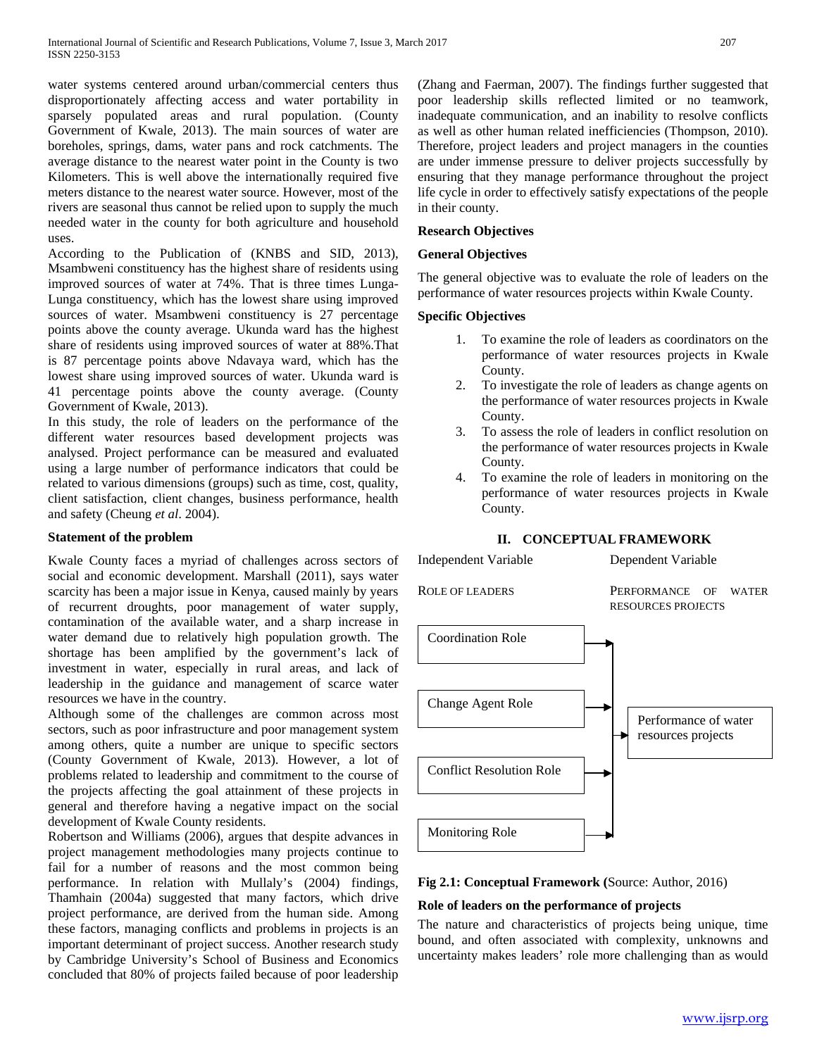water systems centered around urban/commercial centers thus disproportionately affecting access and water portability in sparsely populated areas and rural population. (County Government of Kwale, 2013). The main sources of water are boreholes, springs, dams, water pans and rock catchments. The average distance to the nearest water point in the County is two Kilometers. This is well above the internationally required five meters distance to the nearest water source. However, most of the rivers are seasonal thus cannot be relied upon to supply the much needed water in the county for both agriculture and household uses.

According to the Publication of (KNBS and SID, 2013), Msambweni constituency has the highest share of residents using improved sources of water at 74%. That is three times Lunga-Lunga constituency, which has the lowest share using improved sources of water. Msambweni constituency is 27 percentage points above the county average. Ukunda ward has the highest share of residents using improved sources of water at 88%.That is 87 percentage points above Ndavaya ward, which has the lowest share using improved sources of water. Ukunda ward is 41 percentage points above the county average. (County Government of Kwale, 2013).

In this study, the role of leaders on the performance of the different water resources based development projects was analysed. Project performance can be measured and evaluated using a large number of performance indicators that could be related to various dimensions (groups) such as time, cost, quality, client satisfaction, client changes, business performance, health and safety (Cheung *et al*. 2004).

**Statement of the problem**

Kwale County faces a myriad of challenges across sectors of social and economic development. Marshall (2011), says water scarcity has been a major issue in Kenya, caused mainly by years of recurrent droughts, poor management of water supply, contamination of the available water, and a sharp increase in water demand due to relatively high population growth. The shortage has been amplified by the government's lack of investment in water, especially in rural areas, and lack of leadership in the guidance and management of scarce water resources we have in the country.

Although some of the challenges are common across most sectors, such as poor infrastructure and poor management system among others, quite a number are unique to specific sectors (County Government of Kwale, 2013). However, a lot of problems related to leadership and commitment to the course of the projects affecting the goal attainment of these projects in general and therefore having a negative impact on the social development of Kwale County residents.

Robertson and Williams (2006), argues that despite advances in project management methodologies many projects continue to fail for a number of reasons and the most common being performance. In relation with Mullaly's (2004) findings, Thamhain (2004a) suggested that many factors, which drive project performance, are derived from the human side. Among these factors, managing conflicts and problems in projects is an important determinant of project success. Another research study by Cambridge University's School of Business and Economics concluded that 80% of projects failed because of poor leadership (Zhang and Faerman, 2007). The findings further suggested that poor leadership skills reflected limited or no teamwork, inadequate communication, and an inability to resolve conflicts as well as other human related inefficiencies (Thompson, 2010). Therefore, project leaders and project managers in the counties are under immense pressure to deliver projects successfully by ensuring that they manage performance throughout the project life cycle in order to effectively satisfy expectations of the people in their county.

**Research Objectives**

**General Objectives**

The general objective was to evaluate the role of leaders on the performance of water resources projects within Kwale County.

**Specific Objectives**

1. To examine the role of leaders as coordinators on the performance of water resources projects in Kwale County.
2. To investigate the role of leaders as change agents on the performance of water resources projects in Kwale County.
3. To assess the role of leaders in conflict resolution on the performance of water resources projects in Kwale County.
4. To examine the role of leaders in monitoring on the performance of water resources projects in Kwale County.

## II. CONCEPTUAL FRAMEWORK

Independent Variable — Dependent Variable

ROLE OF LEADERS — PERFORMANCE OF WATER RESOURCES PROJECTS

Coordination Role

Change Agent Role

Conflict Resolution Role

Monitoring Role

→ Performance of water resources projects

**Fig 2.1: Conceptual Framework (**Source: Author, 2016)

**Role of leaders on the performance of projects**

The nature and characteristics of projects being unique, time bound, and often associated with complexity, unknowns and uncertainty makes leaders' role more challenging than as would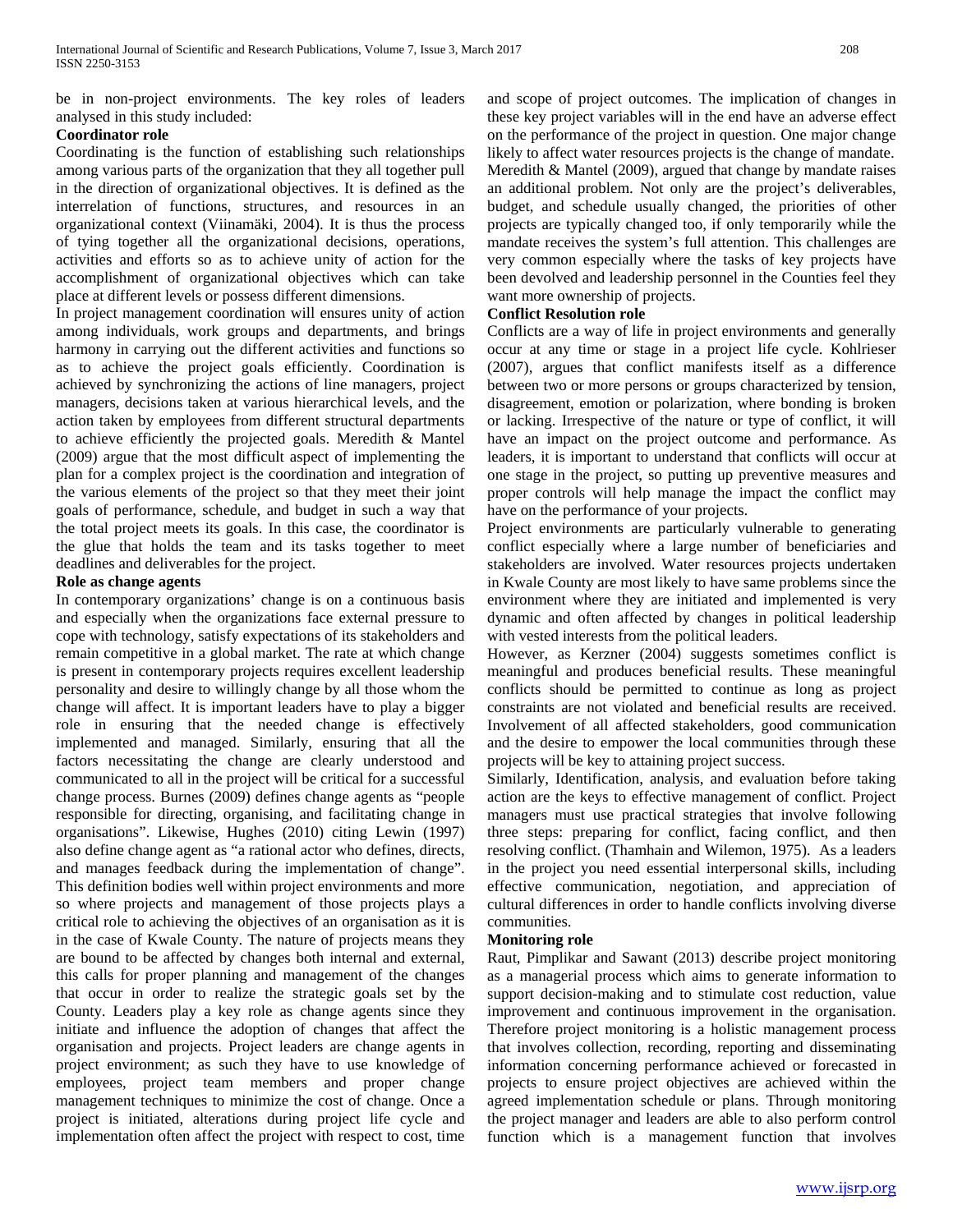be in non-project environments. The key roles of leaders analysed in this study included:

**Coordinator role**

Coordinating is the function of establishing such relationships among various parts of the organization that they all together pull in the direction of organizational objectives. It is defined as the interrelation of functions, structures, and resources in an organizational context (Viinamäki, 2004). It is thus the process of tying together all the organizational decisions, operations, activities and efforts so as to achieve unity of action for the accomplishment of organizational objectives which can take place at different levels or possess different dimensions.

In project management coordination will ensures unity of action among individuals, work groups and departments, and brings harmony in carrying out the different activities and functions so as to achieve the project goals efficiently. Coordination is achieved by synchronizing the actions of line managers, project managers, decisions taken at various hierarchical levels, and the action taken by employees from different structural departments to achieve efficiently the projected goals. Meredith & Mantel (2009) argue that the most difficult aspect of implementing the plan for a complex project is the coordination and integration of the various elements of the project so that they meet their joint goals of performance, schedule, and budget in such a way that the total project meets its goals. In this case, the coordinator is the glue that holds the team and its tasks together to meet deadlines and deliverables for the project.

**Role as change agents**

In contemporary organizations' change is on a continuous basis and especially when the organizations face external pressure to cope with technology, satisfy expectations of its stakeholders and remain competitive in a global market. The rate at which change is present in contemporary projects requires excellent leadership personality and desire to willingly change by all those whom the change will affect. It is important leaders have to play a bigger role in ensuring that the needed change is effectively implemented and managed. Similarly, ensuring that all the factors necessitating the change are clearly understood and communicated to all in the project will be critical for a successful change process. Burnes (2009) defines change agents as "people responsible for directing, organising, and facilitating change in organisations". Likewise, Hughes (2010) citing Lewin (1997) also define change agent as "a rational actor who defines, directs, and manages feedback during the implementation of change". This definition bodies well within project environments and more so where projects and management of those projects plays a critical role to achieving the objectives of an organisation as it is in the case of Kwale County. The nature of projects means they are bound to be affected by changes both internal and external, this calls for proper planning and management of the changes that occur in order to realize the strategic goals set by the County. Leaders play a key role as change agents since they initiate and influence the adoption of changes that affect the organisation and projects. Project leaders are change agents in project environment; as such they have to use knowledge of employees, project team members and proper change management techniques to minimize the cost of change. Once a project is initiated, alterations during project life cycle and implementation often affect the project with respect to cost, time and scope of project outcomes. The implication of changes in these key project variables will in the end have an adverse effect on the performance of the project in question. One major change likely to affect water resources projects is the change of mandate. Meredith & Mantel (2009), argued that change by mandate raises an additional problem. Not only are the project's deliverables, budget, and schedule usually changed, the priorities of other projects are typically changed too, if only temporarily while the mandate receives the system's full attention. This challenges are very common especially where the tasks of key projects have been devolved and leadership personnel in the Counties feel they want more ownership of projects.

**Conflict Resolution role**

Conflicts are a way of life in project environments and generally occur at any time or stage in a project life cycle. Kohlrieser (2007), argues that conflict manifests itself as a difference between two or more persons or groups characterized by tension, disagreement, emotion or polarization, where bonding is broken or lacking. Irrespective of the nature or type of conflict, it will have an impact on the project outcome and performance. As leaders, it is important to understand that conflicts will occur at one stage in the project, so putting up preventive measures and proper controls will help manage the impact the conflict may have on the performance of your projects.

Project environments are particularly vulnerable to generating conflict especially where a large number of beneficiaries and stakeholders are involved. Water resources projects undertaken in Kwale County are most likely to have same problems since the environment where they are initiated and implemented is very dynamic and often affected by changes in political leadership with vested interests from the political leaders.

However, as Kerzner (2004) suggests sometimes conflict is meaningful and produces beneficial results. These meaningful conflicts should be permitted to continue as long as project constraints are not violated and beneficial results are received. Involvement of all affected stakeholders, good communication and the desire to empower the local communities through these projects will be key to attaining project success.

Similarly, Identification, analysis, and evaluation before taking action are the keys to effective management of conflict. Project managers must use practical strategies that involve following three steps: preparing for conflict, facing conflict, and then resolving conflict. (Thamhain and Wilemon, 1975). As a leaders in the project you need essential interpersonal skills, including effective communication, negotiation, and appreciation of cultural differences in order to handle conflicts involving diverse communities.

**Monitoring role**

Raut, Pimplikar and Sawant (2013) describe project monitoring as a managerial process which aims to generate information to support decision-making and to stimulate cost reduction, value improvement and continuous improvement in the organisation. Therefore project monitoring is a holistic management process that involves collection, recording, reporting and disseminating information concerning performance achieved or forecasted in projects to ensure project objectives are achieved within the agreed implementation schedule or plans. Through monitoring the project manager and leaders are able to also perform control function which is a management function that involves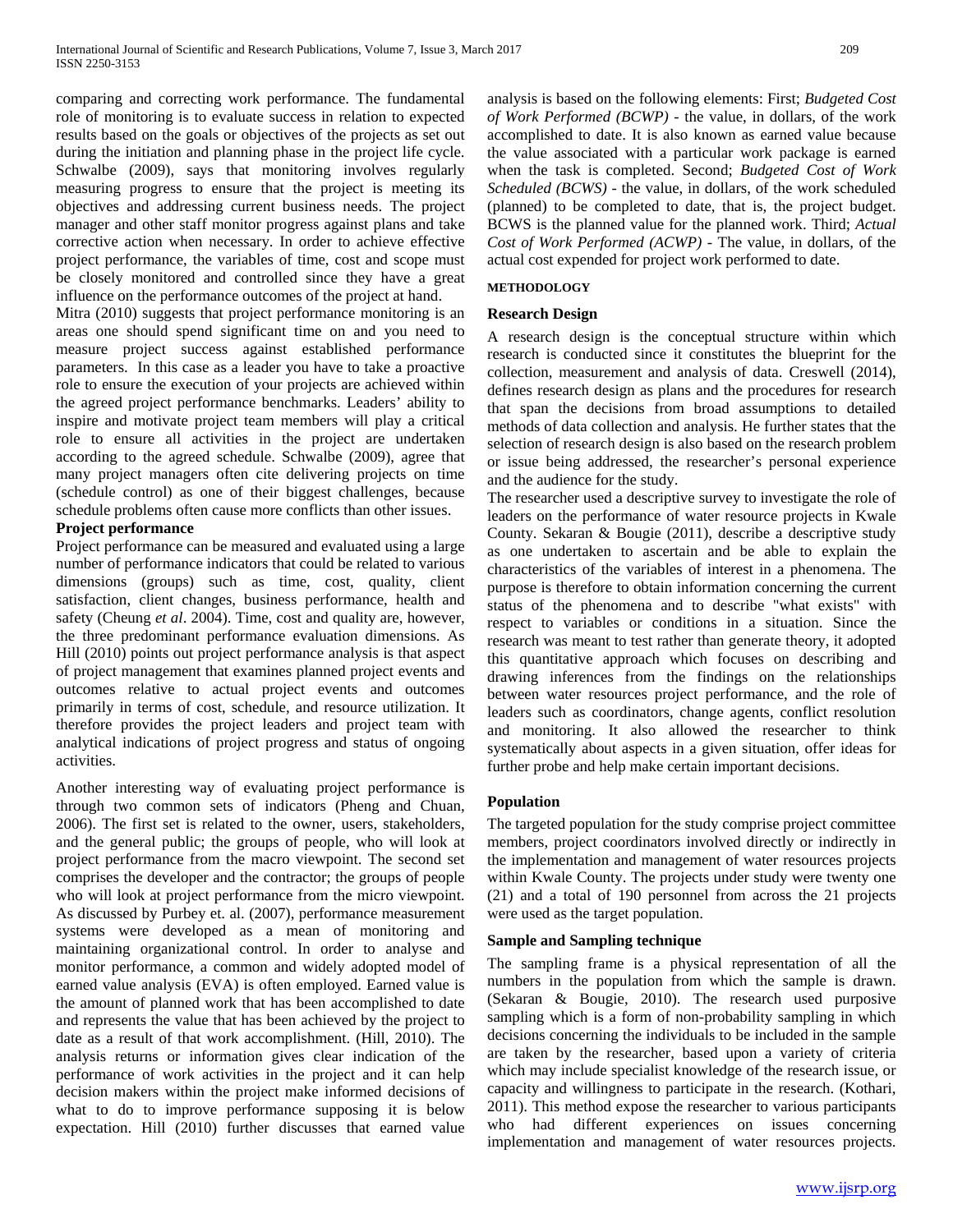comparing and correcting work performance. The fundamental role of monitoring is to evaluate success in relation to expected results based on the goals or objectives of the projects as set out during the initiation and planning phase in the project life cycle. Schwalbe (2009), says that monitoring involves regularly measuring progress to ensure that the project is meeting its objectives and addressing current business needs. The project manager and other staff monitor progress against plans and take corrective action when necessary. In order to achieve effective project performance, the variables of time, cost and scope must be closely monitored and controlled since they have a great influence on the performance outcomes of the project at hand.

Mitra (2010) suggests that project performance monitoring is an areas one should spend significant time on and you need to measure project success against established performance parameters. In this case as a leader you have to take a proactive role to ensure the execution of your projects are achieved within the agreed project performance benchmarks. Leaders' ability to inspire and motivate project team members will play a critical role to ensure all activities in the project are undertaken according to the agreed schedule. Schwalbe (2009), agree that many project managers often cite delivering projects on time (schedule control) as one of their biggest challenges, because schedule problems often cause more conflicts than other issues.

**Project performance**

Project performance can be measured and evaluated using a large number of performance indicators that could be related to various dimensions (groups) such as time, cost, quality, client satisfaction, client changes, business performance, health and safety (Cheung *et al*. 2004). Time, cost and quality are, however, the three predominant performance evaluation dimensions. As Hill (2010) points out project performance analysis is that aspect of project management that examines planned project events and outcomes relative to actual project events and outcomes primarily in terms of cost, schedule, and resource utilization. It therefore provides the project leaders and project team with analytical indications of project progress and status of ongoing activities.

Another interesting way of evaluating project performance is through two common sets of indicators (Pheng and Chuan, 2006). The first set is related to the owner, users, stakeholders, and the general public; the groups of people, who will look at project performance from the macro viewpoint. The second set comprises the developer and the contractor; the groups of people who will look at project performance from the micro viewpoint. As discussed by Purbey et. al. (2007), performance measurement systems were developed as a mean of monitoring and maintaining organizational control. In order to analyse and monitor performance, a common and widely adopted model of earned value analysis (EVA) is often employed. Earned value is the amount of planned work that has been accomplished to date and represents the value that has been achieved by the project to date as a result of that work accomplishment. (Hill, 2010). The analysis returns or information gives clear indication of the performance of work activities in the project and it can help decision makers within the project make informed decisions of what to do to improve performance supposing it is below expectation. Hill (2010) further discusses that earned value analysis is based on the following elements: First; *Budgeted Cost of Work Performed (BCWP)* - the value, in dollars, of the work accomplished to date. It is also known as earned value because the value associated with a particular work package is earned when the task is completed. Second; *Budgeted Cost of Work Scheduled (BCWS)* - the value, in dollars, of the work scheduled (planned) to be completed to date, that is, the project budget. BCWS is the planned value for the planned work. Third; *Actual Cost of Work Performed (ACWP)* - The value, in dollars, of the actual cost expended for project work performed to date.

## METHODOLOGY

### Research Design

A research design is the conceptual structure within which research is conducted since it constitutes the blueprint for the collection, measurement and analysis of data. Creswell (2014), defines research design as plans and the procedures for research that span the decisions from broad assumptions to detailed methods of data collection and analysis. He further states that the selection of research design is also based on the research problem or issue being addressed, the researcher's personal experience and the audience for the study.

The researcher used a descriptive survey to investigate the role of leaders on the performance of water resource projects in Kwale County. Sekaran & Bougie (2011), describe a descriptive study as one undertaken to ascertain and be able to explain the characteristics of the variables of interest in a phenomena. The purpose is therefore to obtain information concerning the current status of the phenomena and to describe "what exists" with respect to variables or conditions in a situation. Since the research was meant to test rather than generate theory, it adopted this quantitative approach which focuses on describing and drawing inferences from the findings on the relationships between water resources project performance, and the role of leaders such as coordinators, change agents, conflict resolution and monitoring. It also allowed the researcher to think systematically about aspects in a given situation, offer ideas for further probe and help make certain important decisions.

### Population

The targeted population for the study comprise project committee members, project coordinators involved directly or indirectly in the implementation and management of water resources projects within Kwale County. The projects under study were twenty one (21) and a total of 190 personnel from across the 21 projects were used as the target population.

### Sample and Sampling technique

The sampling frame is a physical representation of all the numbers in the population from which the sample is drawn. (Sekaran & Bougie, 2010). The research used purposive sampling which is a form of non-probability sampling in which decisions concerning the individuals to be included in the sample are taken by the researcher, based upon a variety of criteria which may include specialist knowledge of the research issue, or capacity and willingness to participate in the research. (Kothari, 2011). This method expose the researcher to various participants who had different experiences on issues concerning implementation and management of water resources projects.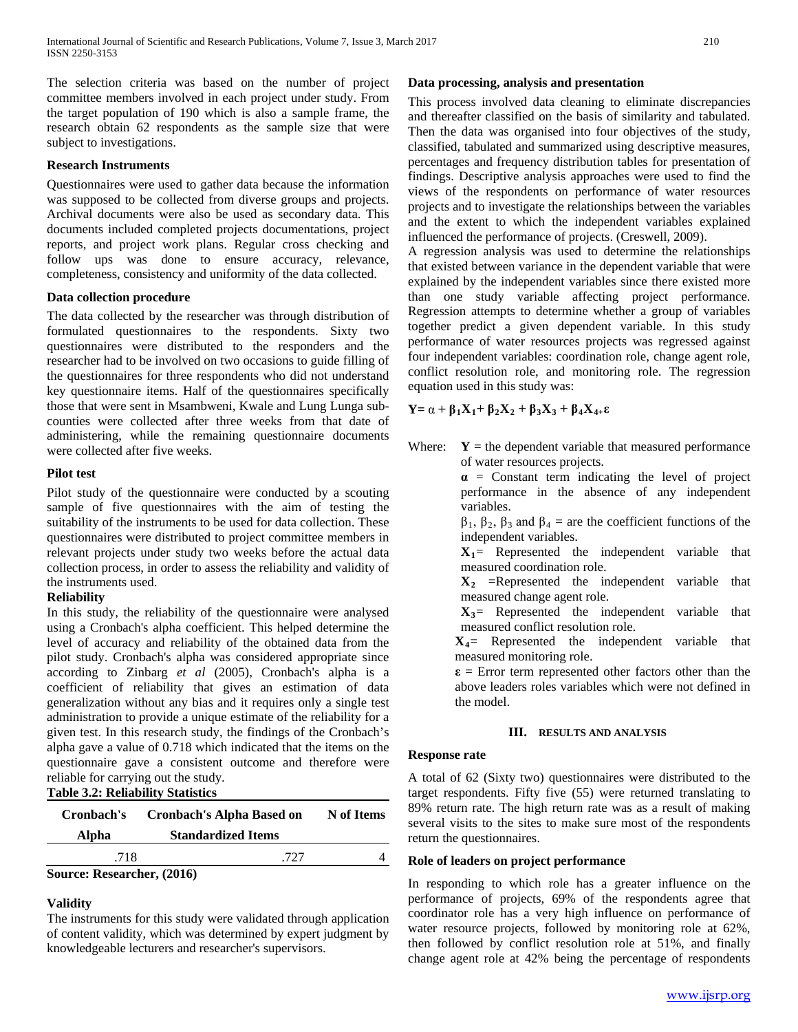The selection criteria was based on the number of project committee members involved in each project under study. From the target population of 190 which is also a sample frame, the research obtain 62 respondents as the sample size that were subject to investigations.

### Research Instruments

Questionnaires were used to gather data because the information was supposed to be collected from diverse groups and projects. Archival documents were also be used as secondary data. This documents included completed projects documentations, project reports, and project work plans. Regular cross checking and follow ups was done to ensure accuracy, relevance, completeness, consistency and uniformity of the data collected.

### Data collection procedure

The data collected by the researcher was through distribution of formulated questionnaires to the respondents. Sixty two questionnaires were distributed to the responders and the researcher had to be involved on two occasions to guide filling of the questionnaires for three respondents who did not understand key questionnaire items. Half of the questionnaires specifically those that were sent in Msambweni, Kwale and Lung Lunga sub-counties were collected after three weeks from that date of administering, while the remaining questionnaire documents were collected after five weeks.

### Pilot test

Pilot study of the questionnaire were conducted by a scouting sample of five questionnaires with the aim of testing the suitability of the instruments to be used for data collection. These questionnaires were distributed to project committee members in relevant projects under study two weeks before the actual data collection process, in order to assess the reliability and validity of the instruments used.

### Reliability

In this study, the reliability of the questionnaire were analysed using a Cronbach's alpha coefficient. This helped determine the level of accuracy and reliability of the obtained data from the pilot study. Cronbach's alpha was considered appropriate since according to Zinbarg *et al* (2005), Cronbach's alpha is a coefficient of reliability that gives an estimation of data generalization without any bias and it requires only a single test administration to provide a unique estimate of the reliability for a given test. In this research study, the findings of the Cronbach's alpha gave a value of 0.718 which indicated that the items on the questionnaire gave a consistent outcome and therefore were reliable for carrying out the study.

**Table 3.2: Reliability Statistics**

| Cronbach's Alpha | Cronbach's Alpha Based on Standardized Items | N of Items |
|---|---|---|
| .718 | .727 | 4 |

**Source: Researcher, (2016)**

### Validity

The instruments for this study were validated through application of content validity, which was determined by expert judgment by knowledgeable lecturers and researcher's supervisors.

### Data processing, analysis and presentation

This process involved data cleaning to eliminate discrepancies and thereafter classified on the basis of similarity and tabulated. Then the data was organised into four objectives of the study, classified, tabulated and summarized using descriptive measures, percentages and frequency distribution tables for presentation of findings. Descriptive analysis approaches were used to find the views of the respondents on performance of water resources projects and to investigate the relationships between the variables and the extent to which the independent variables explained influenced the performance of projects. (Creswell, 2009).

A regression analysis was used to determine the relationships that existed between variance in the dependent variable that were explained by the independent variables since there existed more than one study variable affecting project performance. Regression attempts to determine whether a group of variables together predict a given dependent variable. In this study performance of water resources projects was regressed against four independent variables: coordination role, change agent role, conflict resolution role, and monitoring role. The regression equation used in this study was:

$$Y = \alpha + \beta_1 X_1 + \beta_2 X_2 + \beta_3 X_3 + \beta_4 X_4 + \varepsilon$$

Where: $Y$ = the dependent variable that measured performance of water resources projects.

$\alpha$ = Constant term indicating the level of project performance in the absence of any independent variables.

$\beta_1$, $\beta_2$, $\beta_3$ and $\beta_4$ = are the coefficient functions of the independent variables.

$X_1$ = Represented the independent variable that measured coordination role.

$X_2$ = Represented the independent variable that measured change agent role.

$X_3$ = Represented the independent variable that measured conflict resolution role.

$X_4$ = Represented the independent variable that measured monitoring role.

$\varepsilon$ = Error term represented other factors other than the above leaders roles variables which were not defined in the model.

## III. RESULTS AND ANALYSIS

### Response rate

A total of 62 (Sixty two) questionnaires were distributed to the target respondents. Fifty five (55) were returned translating to 89% return rate. The high return rate was as a result of making several visits to the sites to make sure most of the respondents return the questionnaires.

### Role of leaders on project performance

In responding to which role has a greater influence on the performance of projects, 69% of the respondents agree that coordinator role has a very high influence on performance of water resource projects, followed by monitoring role at 62%, then followed by conflict resolution role at 51%, and finally change agent role at 42% being the percentage of respondents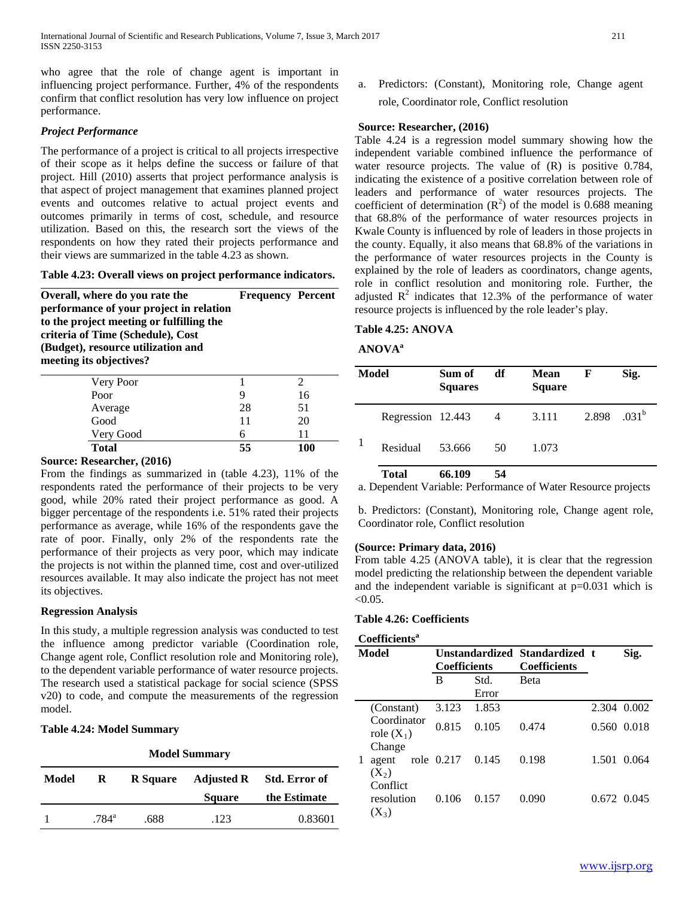who agree that the role of change agent is important in influencing project performance. Further, 4% of the respondents confirm that conflict resolution has very low influence on project performance.

### *Project Performance*

The performance of a project is critical to all projects irrespective of their scope as it helps define the success or failure of that project. Hill (2010) asserts that project performance analysis is that aspect of project management that examines planned project events and outcomes relative to actual project events and outcomes primarily in terms of cost, schedule, and resource utilization. Based on this, the research sort the views of the respondents on how they rated their projects performance and their views are summarized in the table 4.23 as shown.

**Table 4.23: Overall views on project performance indicators.**

| Overall, where do you rate the performance of your project in relation to the project meeting or fulfilling the criteria of Time (Schedule), Cost (Budget), resource utilization and meeting its objectives? | Frequency | Percent |
|---|---|---|
| Very Poor | 1 | 2 |
| Poor | 9 | 16 |
| Average | 28 | 51 |
| Good | 11 | 20 |
| Very Good | 6 | 11 |
| **Total** | **55** | **100** |

**Source: Researcher, (2016)**

From the findings as summarized in (table 4.23), 11% of the respondents rated the performance of their projects to be very good, while 20% rated their project performance as good. A bigger percentage of the respondents i.e. 51% rated their projects performance as average, while 16% of the respondents gave the rate of poor. Finally, only 2% of the respondents rate the performance of their projects as very poor, which may indicate the projects is not within the planned time, cost and over-utilized resources available. It may also indicate the project has not meet its objectives.

### Regression Analysis

In this study, a multiple regression analysis was conducted to test the influence among predictor variable (Coordination role, Change agent role, Conflict resolution role and Monitoring role), to the dependent variable performance of water resource projects. The research used a statistical package for social science (SPSS v20) to code, and compute the measurements of the regression model.

**Table 4.24: Model Summary**

**Model Summary**

| Model | R | R Square | Adjusted R Square | Std. Error of the Estimate |
|---|---|---|---|---|
| 1 | .784[a] | .688 | .123 | 0.83601 |

a. Predictors: (Constant), Monitoring role, Change agent role, Coordinator role, Conflict resolution

**Source: Researcher, (2016)**

Table 4.24 is a regression model summary showing how the independent variable combined influence the performance of water resource projects. The value of (R) is positive 0.784, indicating the existence of a positive correlation between role of leaders and performance of water resources projects. The coefficient of determination ($R^2$) of the model is 0.688 meaning that 68.8% of the performance of water resources projects in Kwale County is influenced by role of leaders in those projects in the county. Equally, it also means that 68.8% of the variations in the performance of water resources projects in the County is explained by the role of leaders as coordinators, change agents, role in conflict resolution and monitoring role. Further, the adjusted $R^2$ indicates that 12.3% of the performance of water resource projects is influenced by the role leader's play.

**Table 4.25: ANOVA**

**ANOVA[a]**

| Model | | Sum of Squares | df | Mean Square | F | Sig. |
|---|---|---|---|---|---|---|
| 1 | Regression | 12.443 | 4 | 3.111 | 2.898 | .031[b] |
| | Residual | 53.666 | 50 | 1.073 | | |
| | **Total** | **66.109** | **54** | | | |

a. Dependent Variable: Performance of Water Resource projects

b. Predictors: (Constant), Monitoring role, Change agent role, Coordinator role, Conflict resolution

**(Source: Primary data, 2016)**

From table 4.25 (ANOVA table), it is clear that the regression model predicting the relationship between the dependent variable and the independent variable is significant at p=0.031 which is <0.05.

**Table 4.26: Coefficients**

**Coefficients[a]**

| Model | | Unstandardized Coefficients | | Standardized Coefficients | t | Sig. |
|---|---|---|---|---|---|---|
| | | B | Std. Error | Beta | | |
| 1 | (Constant) | 3.123 | 1.853 | | 2.304 | 0.002 |
| | Coordinator role ($X_1$) | 0.815 | 0.105 | 0.474 | 0.560 | 0.018 |
| | Change agent role ($X_2$) | 0.217 | 0.145 | 0.198 | 1.501 | 0.064 |
| | Conflict resolution ($X_3$) | 0.106 | 0.157 | 0.090 | 0.672 | 0.045 |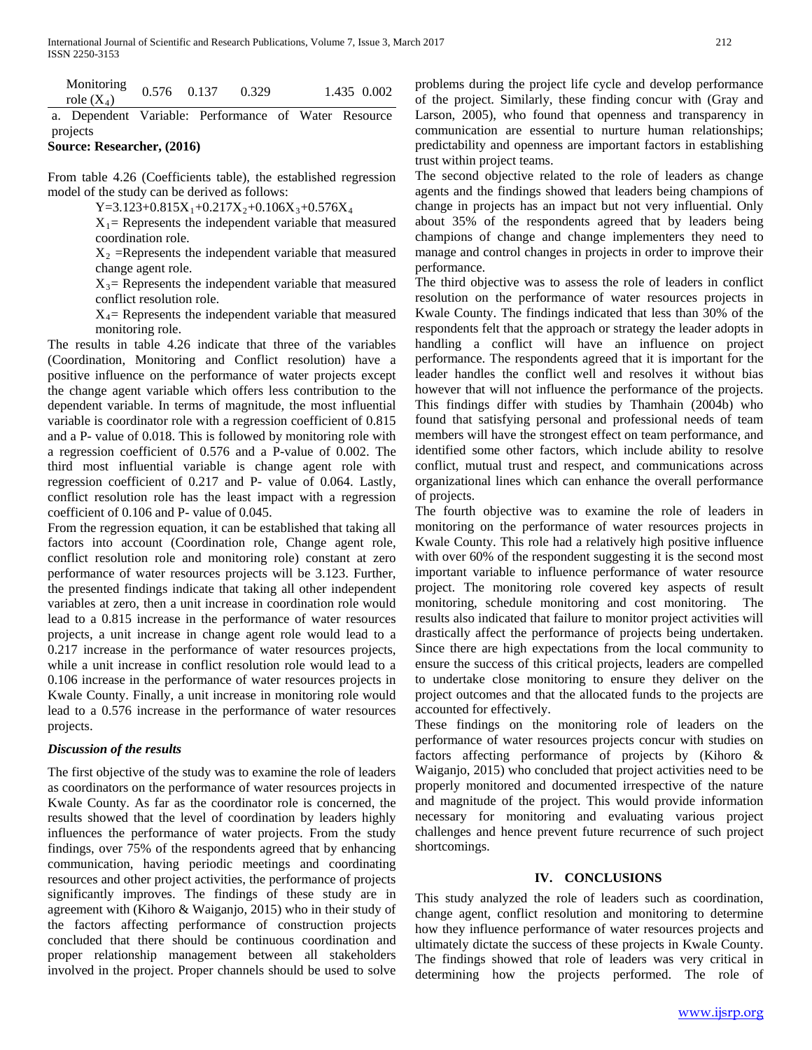| Monitoring role ($X_4$) | 0.576 | 0.137 | 0.329 | 1.435 | 0.002 |
|---|---|---|---|---|---|

a. Dependent Variable: Performance of Water Resource projects

**Source: Researcher, (2016)**

From table 4.26 (Coefficients table), the established regression model of the study can be derived as follows:

$$Y=3.123+0.815X_1+0.217X_2+0.106X_3+0.576X_4$$

$X_1$= Represents the independent variable that measured coordination role.

$X_2$ =Represents the independent variable that measured change agent role.

$X_3$= Represents the independent variable that measured conflict resolution role.

$X_4$= Represents the independent variable that measured monitoring role.

The results in table 4.26 indicate that three of the variables (Coordination, Monitoring and Conflict resolution) have a positive influence on the performance of water projects except the change agent variable which offers less contribution to the dependent variable. In terms of magnitude, the most influential variable is coordinator role with a regression coefficient of 0.815 and a P- value of 0.018. This is followed by monitoring role with a regression coefficient of 0.576 and a P-value of 0.002. The third most influential variable is change agent role with regression coefficient of 0.217 and P- value of 0.064. Lastly, conflict resolution role has the least impact with a regression coefficient of 0.106 and P- value of 0.045.

From the regression equation, it can be established that taking all factors into account (Coordination role, Change agent role, conflict resolution role and monitoring role) constant at zero performance of water resources projects will be 3.123. Further, the presented findings indicate that taking all other independent variables at zero, then a unit increase in coordination role would lead to a 0.815 increase in the performance of water resources projects, a unit increase in change agent role would lead to a 0.217 increase in the performance of water resources projects, while a unit increase in conflict resolution role would lead to a 0.106 increase in the performance of water resources projects in Kwale County. Finally, a unit increase in monitoring role would lead to a 0.576 increase in the performance of water resources projects.

### *Discussion of the results*

The first objective of the study was to examine the role of leaders as coordinators on the performance of water resources projects in Kwale County. As far as the coordinator role is concerned, the results showed that the level of coordination by leaders highly influences the performance of water projects. From the study findings, over 75% of the respondents agreed that by enhancing communication, having periodic meetings and coordinating resources and other project activities, the performance of projects significantly improves. The findings of these study are in agreement with (Kihoro & Waiganjo, 2015) who in their study of the factors affecting performance of construction projects concluded that there should be continuous coordination and proper relationship management between all stakeholders involved in the project. Proper channels should be used to solve problems during the project life cycle and develop performance of the project. Similarly, these finding concur with (Gray and Larson, 2005), who found that openness and transparency in communication are essential to nurture human relationships; predictability and openness are important factors in establishing trust within project teams.

The second objective related to the role of leaders as change agents and the findings showed that leaders being champions of change in projects has an impact but not very influential. Only about 35% of the respondents agreed that by leaders being champions of change and change implementers they need to manage and control changes in projects in order to improve their performance.

The third objective was to assess the role of leaders in conflict resolution on the performance of water resources projects in Kwale County. The findings indicated that less than 30% of the respondents felt that the approach or strategy the leader adopts in handling a conflict will have an influence on project performance. The respondents agreed that it is important for the leader handles the conflict well and resolves it without bias however that will not influence the performance of the projects. This findings differ with studies by Thamhain (2004b) who found that satisfying personal and professional needs of team members will have the strongest effect on team performance, and identified some other factors, which include ability to resolve conflict, mutual trust and respect, and communications across organizational lines which can enhance the overall performance of projects.

The fourth objective was to examine the role of leaders in monitoring on the performance of water resources projects in Kwale County. This role had a relatively high positive influence with over 60% of the respondent suggesting it is the second most important variable to influence performance of water resource project. The monitoring role covered key aspects of result monitoring, schedule monitoring and cost monitoring. The results also indicated that failure to monitor project activities will drastically affect the performance of projects being undertaken. Since there are high expectations from the local community to ensure the success of this critical projects, leaders are compelled to undertake close monitoring to ensure they deliver on the project outcomes and that the allocated funds to the projects are accounted for effectively.

These findings on the monitoring role of leaders on the performance of water resources projects concur with studies on factors affecting performance of projects by (Kihoro & Waiganjo, 2015) who concluded that project activities need to be properly monitored and documented irrespective of the nature and magnitude of the project. This would provide information necessary for monitoring and evaluating various project challenges and hence prevent future recurrence of such project shortcomings.

## IV. CONCLUSIONS

This study analyzed the role of leaders such as coordination, change agent, conflict resolution and monitoring to determine how they influence performance of water resources projects and ultimately dictate the success of these projects in Kwale County. The findings showed that role of leaders was very critical in determining how the projects performed. The role of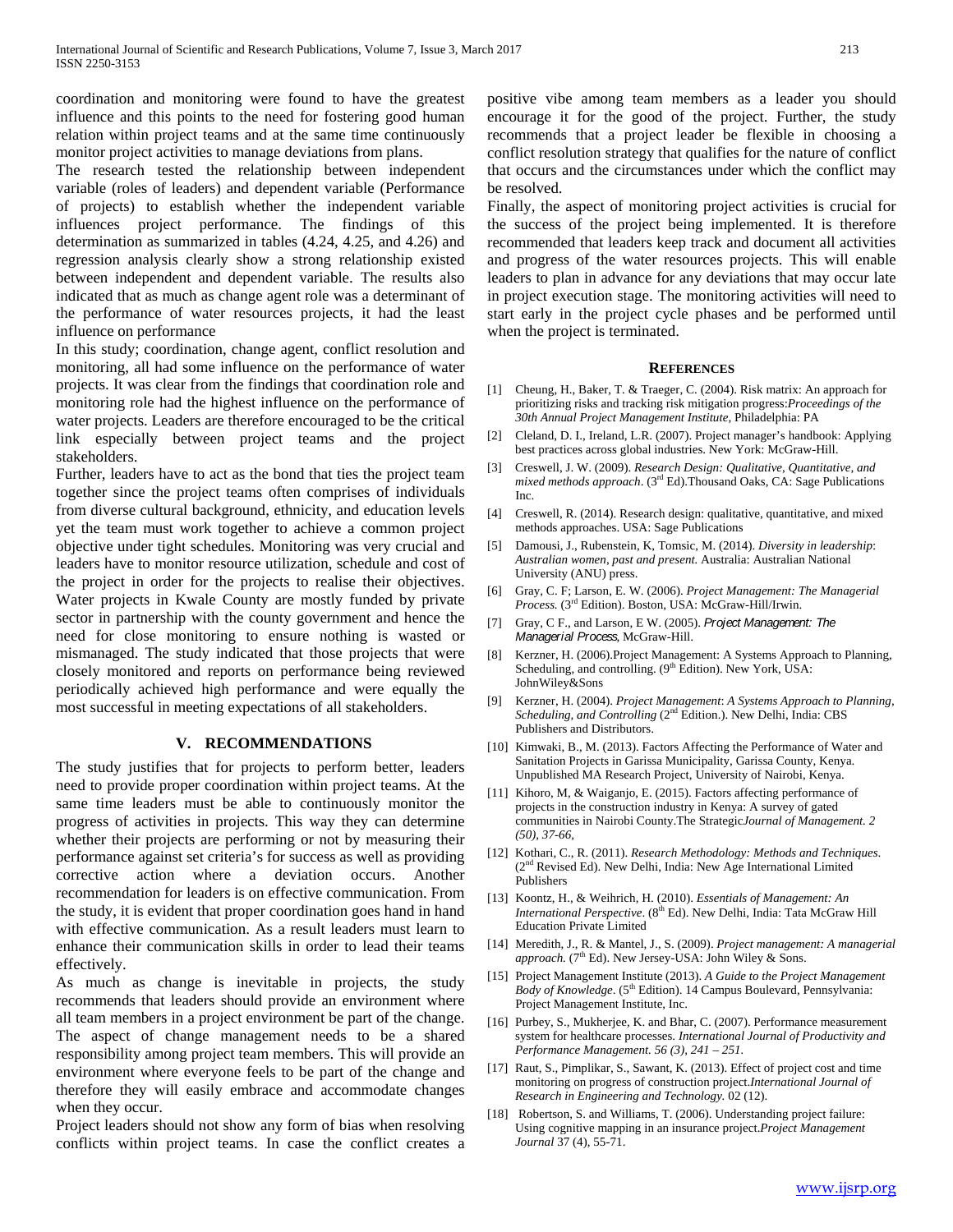coordination and monitoring were found to have the greatest influence and this points to the need for fostering good human relation within project teams and at the same time continuously monitor project activities to manage deviations from plans.

The research tested the relationship between independent variable (roles of leaders) and dependent variable (Performance of projects) to establish whether the independent variable influences project performance. The findings of this determination as summarized in tables (4.24, 4.25, and 4.26) and regression analysis clearly show a strong relationship existed between independent and dependent variable. The results also indicated that as much as change agent role was a determinant of the performance of water resources projects, it had the least influence on performance

In this study; coordination, change agent, conflict resolution and monitoring, all had some influence on the performance of water projects. It was clear from the findings that coordination role and monitoring role had the highest influence on the performance of water projects. Leaders are therefore encouraged to be the critical link especially between project teams and the project stakeholders.

Further, leaders have to act as the bond that ties the project team together since the project teams often comprises of individuals from diverse cultural background, ethnicity, and education levels yet the team must work together to achieve a common project objective under tight schedules. Monitoring was very crucial and leaders have to monitor resource utilization, schedule and cost of the project in order for the projects to realise their objectives. Water projects in Kwale County are mostly funded by private sector in partnership with the county government and hence the need for close monitoring to ensure nothing is wasted or mismanaged. The study indicated that those projects that were closely monitored and reports on performance being reviewed periodically achieved high performance and were equally the most successful in meeting expectations of all stakeholders.

## V. RECOMMENDATIONS

The study justifies that for projects to perform better, leaders need to provide proper coordination within project teams. At the same time leaders must be able to continuously monitor the progress of activities in projects. This way they can determine whether their projects are performing or not by measuring their performance against set criteria's for success as well as providing corrective action where a deviation occurs. Another recommendation for leaders is on effective communication. From the study, it is evident that proper coordination goes hand in hand with effective communication. As a result leaders must learn to enhance their communication skills in order to lead their teams effectively.

As much as change is inevitable in projects, the study recommends that leaders should provide an environment where all team members in a project environment be part of the change. The aspect of change management needs to be a shared responsibility among project team members. This will provide an environment where everyone feels to be part of the change and therefore they will easily embrace and accommodate changes when they occur.

Project leaders should not show any form of bias when resolving conflicts within project teams. In case the conflict creates a positive vibe among team members as a leader you should encourage it for the good of the project. Further, the study recommends that a project leader be flexible in choosing a conflict resolution strategy that qualifies for the nature of conflict that occurs and the circumstances under which the conflict may be resolved.

Finally, the aspect of monitoring project activities is crucial for the success of the project being implemented. It is therefore recommended that leaders keep track and document all activities and progress of the water resources projects. This will enable leaders to plan in advance for any deviations that may occur late in project execution stage. The monitoring activities will need to start early in the project cycle phases and be performed until when the project is terminated.

## REFERENCES

[1] Cheung, H., Baker, T. & Traeger, C. (2004). Risk matrix: An approach for prioritizing risks and tracking risk mitigation progress:*Proceedings of the 30th Annual Project Management Institute*, Philadelphia: PA

[2] Cleland, D. I., Ireland, L.R. (2007). Project manager's handbook: Applying best practices across global industries. New York: McGraw-Hill.

[3] Creswell, J. W. (2009). *Research Design: Qualitative, Quantitative, and mixed methods approach*. (3rd Ed).Thousand Oaks, CA: Sage Publications Inc.

[4] Creswell, R. (2014). Research design: qualitative, quantitative, and mixed methods approaches. USA: Sage Publications

[5] Damousi, J., Rubenstein, K, Tomsic, M. (2014). *Diversity in leadership*: *Australian women, past and present.* Australia: Australian National University (ANU) press.

[6] Gray, C. F; Larson, E. W. (2006). *Project Management: The Managerial Process.* (3rd Edition). Boston, USA: McGraw-Hill/Irwin.

[7] Gray, C F., and Larson, E W. (2005). *Project Management: The Managerial Process*, McGraw-Hill.

[8] Kerzner, H. (2006).Project Management: A Systems Approach to Planning, Scheduling, and controlling. (9th Edition). New York, USA: JohnWiley&Sons

[9] Kerzner, H. (2004). *Project Management*: *A Systems Approach to Planning, Scheduling, and Controlling* (2nd Edition.). New Delhi, India: CBS Publishers and Distributors.

[10] Kimwaki, B., M. (2013). Factors Affecting the Performance of Water and Sanitation Projects in Garissa Municipality, Garissa County, Kenya. Unpublished MA Research Project, University of Nairobi, Kenya.

[11] Kihoro, M, & Waiganjo, E. (2015). Factors affecting performance of projects in the construction industry in Kenya: A survey of gated communities in Nairobi County.The Strategic*Journal of Management. 2 (50), 37-66,*

[12] Kothari, C., R. (2011). *Research Methodology: Methods and Techniques*. (2nd Revised Ed). New Delhi, India: New Age International Limited Publishers

[13] Koontz, H., & Weihrich, H. (2010). *Essentials of Management: An International Perspective*. (8th Ed). New Delhi, India: Tata McGraw Hill Education Private Limited

[14] Meredith, J., R. & Mantel, J., S. (2009). *Project management: A managerial approach.* (7th Ed). New Jersey-USA: John Wiley & Sons.

[15] Project Management Institute (2013). *A Guide to the Project Management Body of Knowledge*. (5th Edition). 14 Campus Boulevard, Pennsylvania: Project Management Institute, Inc.

[16] Purbey, S., Mukherjee, K. and Bhar, C. (2007). Performance measurement system for healthcare processes. *International Journal of Productivity and Performance Management. 56 (3), 241 – 251.*

[17] Raut, S., Pimplikar, S., Sawant, K. (2013). Effect of project cost and time monitoring on progress of construction project.*International Journal of Research in Engineering and Technology.* 02 (12).

[18] Robertson, S. and Williams, T. (2006). Understanding project failure: Using cognitive mapping in an insurance project.*Project Management Journal* 37 (4), 55-71.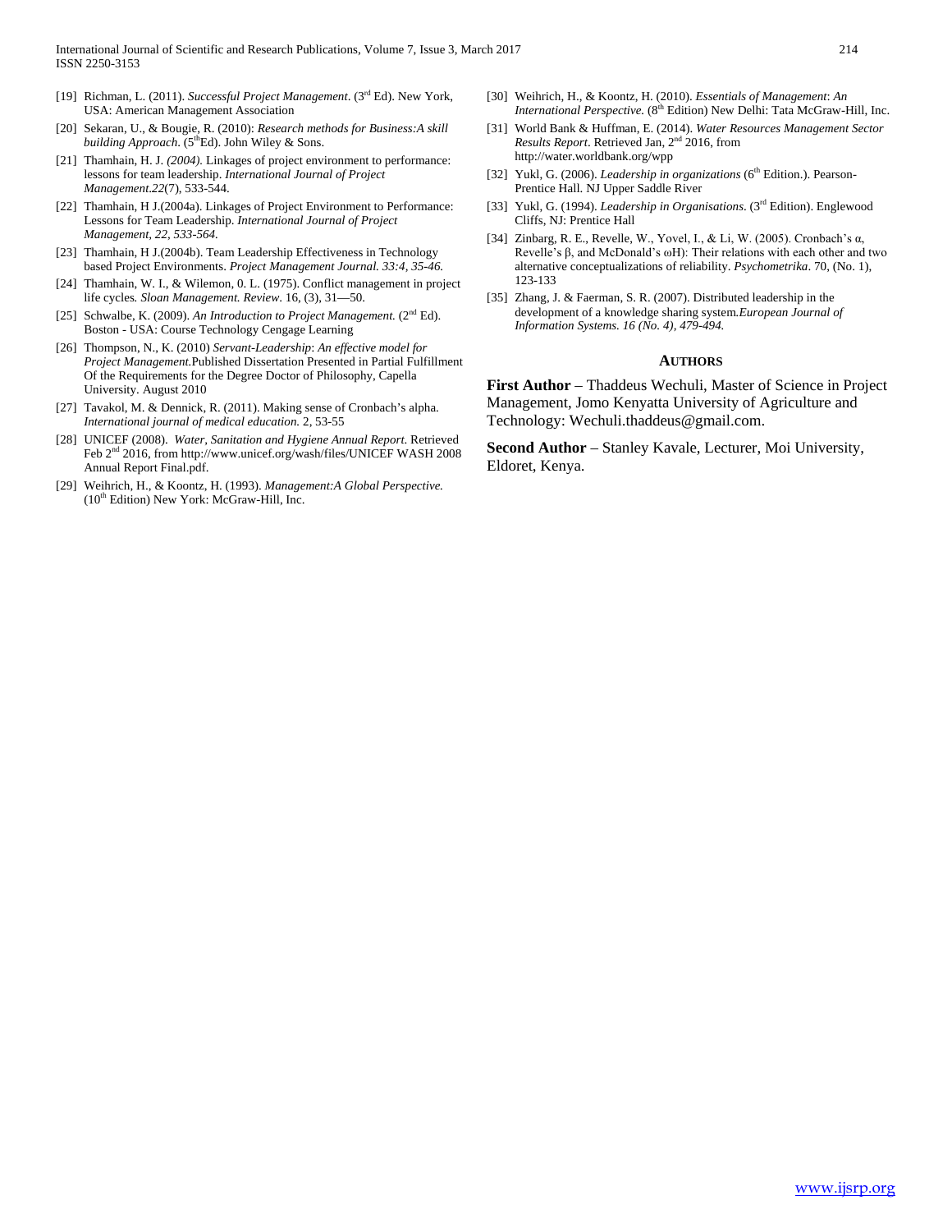[19] Richman, L. (2011). *Successful Project Management*. (3rd Ed). New York, USA: American Management Association

[20] Sekaran, U., & Bougie, R. (2010): *Research methods for Business:A skill building Approach*. (5thEd). John Wiley & Sons.

[21] Thamhain, H. J. *(2004).* Linkages of project environment to performance: lessons for team leadership. *International Journal of Project Management.22*(7), 533-544.

[22] Thamhain, H J.(2004a). Linkages of Project Environment to Performance: Lessons for Team Leadership. *International Journal of Project Management, 22, 533-564.*

[23] Thamhain, H J.(2004b). Team Leadership Effectiveness in Technology based Project Environments. *Project Management Journal. 33:4, 35-46.*

[24] Thamhain, W. I., & Wilemon, 0. L. (1975). Conflict management in project life cycles*. Sloan Management. Review*. 16, (3), 31—50.

[25] Schwalbe, K. (2009). *An Introduction to Project Management.* (2nd Ed). Boston - USA: Course Technology Cengage Learning

[26] Thompson, N., K. (2010) *Servant-Leadership*: *An effective model for Project Management.*Published Dissertation Presented in Partial Fulfillment Of the Requirements for the Degree Doctor of Philosophy, Capella University. August 2010

[27] Tavakol, M. & Dennick, R. (2011). Making sense of Cronbach's alpha. *International journal of medical education.* 2, 53-55

[28] UNICEF (2008). *Water, Sanitation and Hygiene Annual Report.* Retrieved Feb 2nd 2016, from http://www.unicef.org/wash/files/UNICEF WASH 2008 Annual Report Final.pdf.

[29] Weihrich, H., & Koontz, H. (1993). *Management:A Global Perspective.* (10th Edition) New York: McGraw-Hill, Inc.

[30] Weihrich, H., & Koontz, H. (2010). *Essentials of Management*: *An International Perspective.* (8th Edition) New Delhi: Tata McGraw-Hill, Inc.

[31] World Bank & Huffman, E. (2014). *Water Resources Management Sector Results Report*. Retrieved Jan, 2nd 2016, from http://water.worldbank.org/wpp

[32] Yukl, G. (2006). *Leadership in organizations* (6th Edition.). Pearson-Prentice Hall. NJ Upper Saddle River

[33] Yukl, G. (1994). *Leadership in Organisations*. (3rd Edition). Englewood Cliffs, NJ: Prentice Hall

[34] Zinbarg, R. E., Revelle, W., Yovel, I., & Li, W. (2005). Cronbach's α, Revelle's β, and McDonald's ωH): Their relations with each other and two alternative conceptualizations of reliability. *Psychometrika*. 70, (No. 1), 123-133

[35] Zhang, J. & Faerman, S. R. (2007). Distributed leadership in the development of a knowledge sharing system*.European Journal of Information Systems. 16 (No. 4), 479-494.*

## AUTHORS

**First Author** – Thaddeus Wechuli, Master of Science in Project Management, Jomo Kenyatta University of Agriculture and Technology: Wechuli.thaddeus@gmail.com.

**Second Author** – Stanley Kavale, Lecturer, Moi University, Eldoret, Kenya.